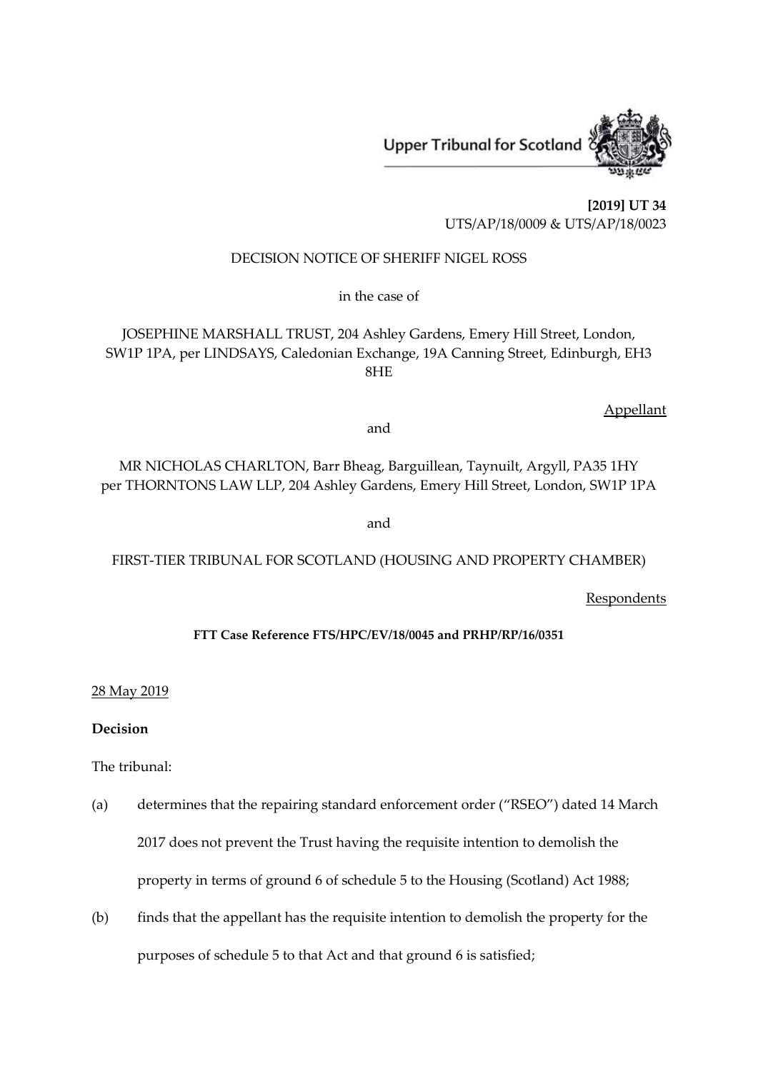Upper Tribunal for Scotland

**[2019] UT 34**
UTS/AP/18/0009 & UTS/AP/18/0023

DECISION NOTICE OF SHERIFF NIGEL ROSS

in the case of

JOSEPHINE MARSHALL TRUST, 204 Ashley Gardens, Emery Hill Street, London, SW1P 1PA, per LINDSAYS, Caledonian Exchange, 19A Canning Street, Edinburgh, EH3 8HE

Appellant

and

MR NICHOLAS CHARLTON, Barr Bheag, Barguillean, Taynuilt, Argyll, PA35 1HY per THORNTONS LAW LLP, 204 Ashley Gardens, Emery Hill Street, London, SW1P 1PA

and

FIRST-TIER TRIBUNAL FOR SCOTLAND (HOUSING AND PROPERTY CHAMBER)

Respondents

**FTT Case Reference FTS/HPC/EV/18/0045 and PRHP/RP/16/0351**

28 May 2019

**Decision**

The tribunal:

(a) determines that the repairing standard enforcement order ("RSEO") dated 14 March 2017 does not prevent the Trust having the requisite intention to demolish the property in terms of ground 6 of schedule 5 to the Housing (Scotland) Act 1988;

(b) finds that the appellant has the requisite intention to demolish the property for the purposes of schedule 5 to that Act and that ground 6 is satisfied;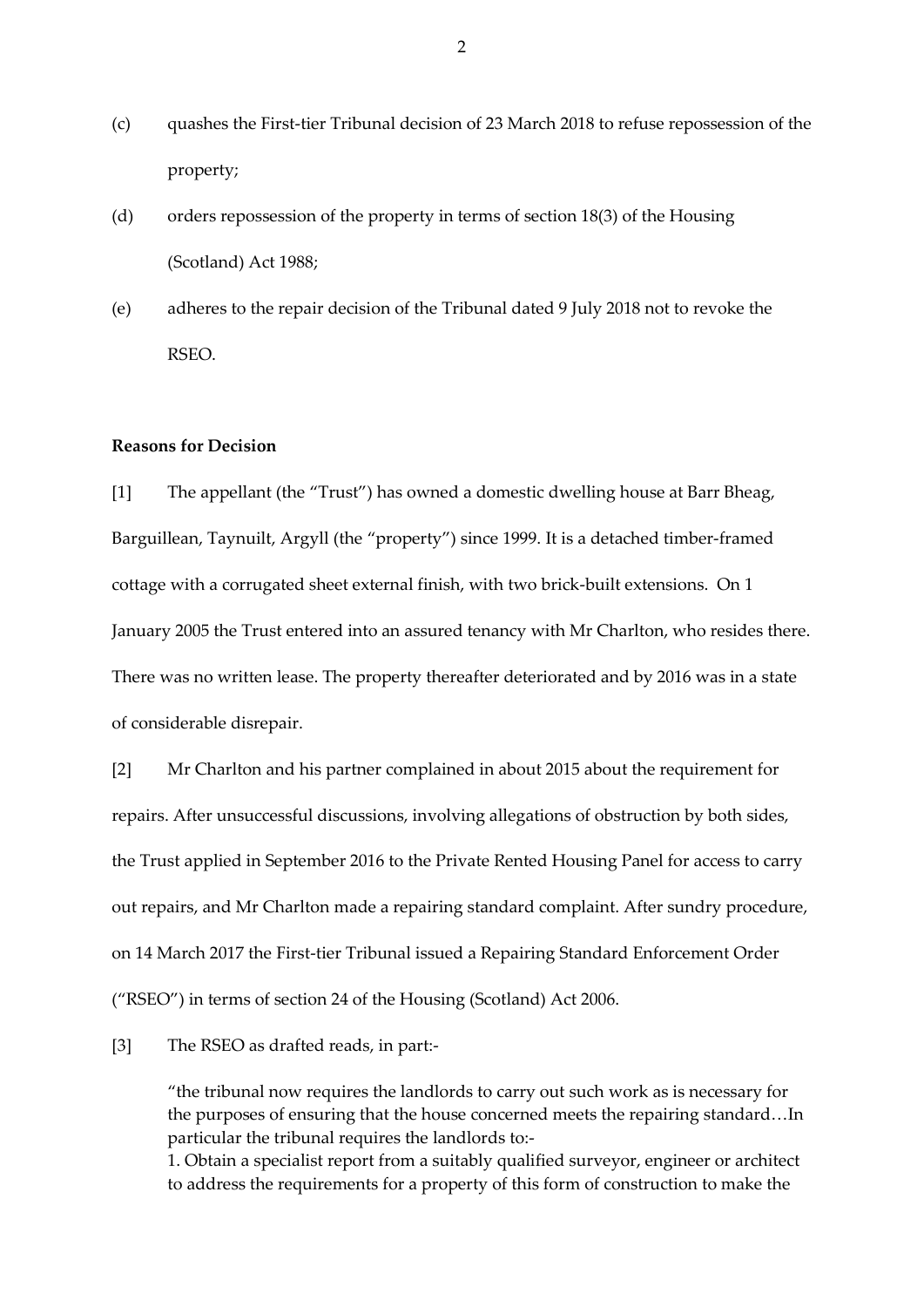(c) quashes the First-tier Tribunal decision of 23 March 2018 to refuse repossession of the property;

(d) orders repossession of the property in terms of section 18(3) of the Housing (Scotland) Act 1988;

(e) adheres to the repair decision of the Tribunal dated 9 July 2018 not to revoke the RSEO.

**Reasons for Decision**

[1] The appellant (the "Trust") has owned a domestic dwelling house at Barr Bheag, Barguillean, Taynuilt, Argyll (the "property") since 1999. It is a detached timber-framed cottage with a corrugated sheet external finish, with two brick-built extensions. On 1 January 2005 the Trust entered into an assured tenancy with Mr Charlton, who resides there. There was no written lease. The property thereafter deteriorated and by 2016 was in a state of considerable disrepair.

[2] Mr Charlton and his partner complained in about 2015 about the requirement for repairs. After unsuccessful discussions, involving allegations of obstruction by both sides, the Trust applied in September 2016 to the Private Rented Housing Panel for access to carry out repairs, and Mr Charlton made a repairing standard complaint. After sundry procedure, on 14 March 2017 the First-tier Tribunal issued a Repairing Standard Enforcement Order ("RSEO") in terms of section 24 of the Housing (Scotland) Act 2006.

[3] The RSEO as drafted reads, in part:-

> "the tribunal now requires the landlords to carry out such work as is necessary for the purposes of ensuring that the house concerned meets the repairing standard…In particular the tribunal requires the landlords to:-
> 1. Obtain a specialist report from a suitably qualified surveyor, engineer or architect to address the requirements for a property of this form of construction to make the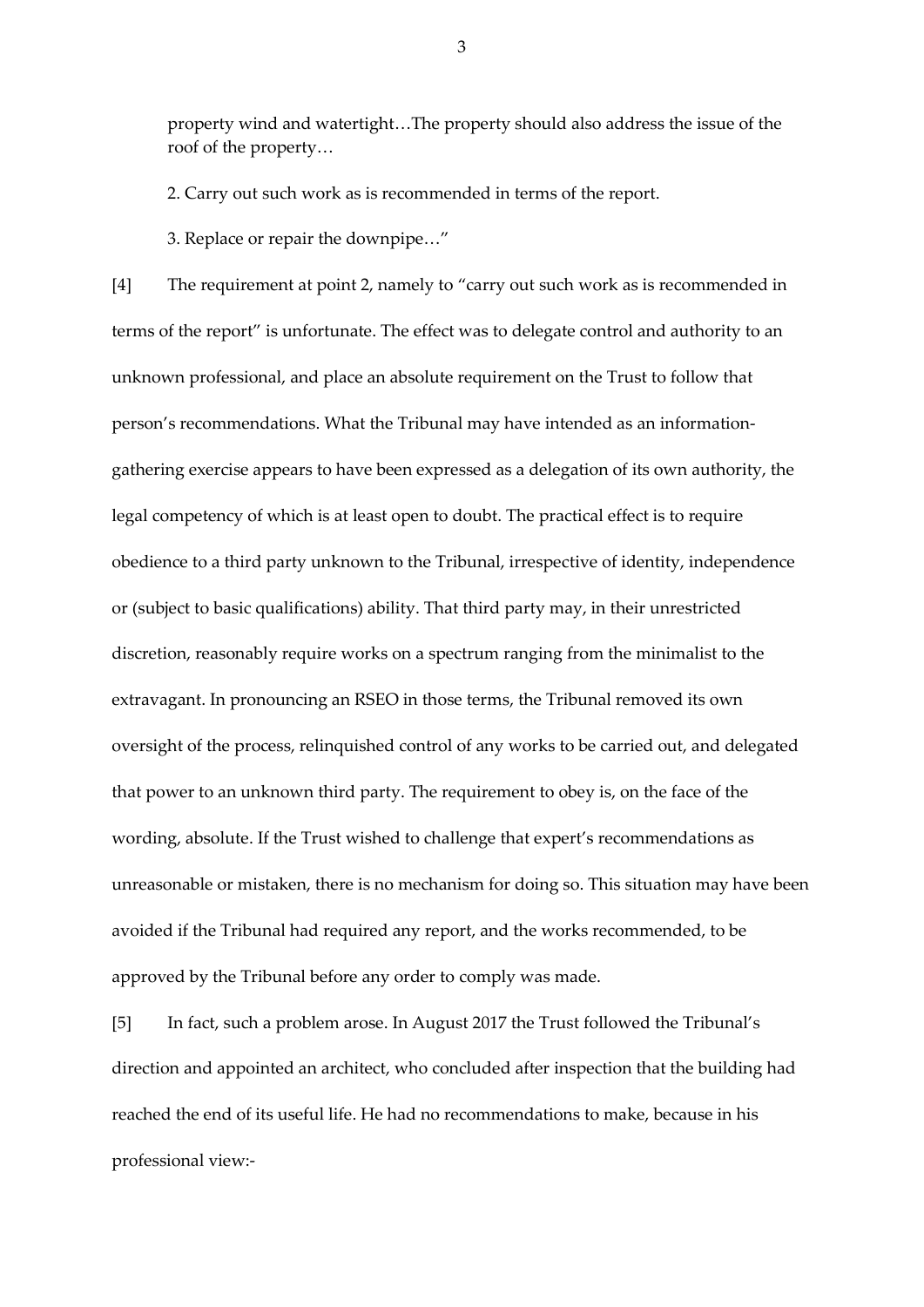property wind and watertight…The property should also address the issue of the roof of the property…

2. Carry out such work as is recommended in terms of the report.

3. Replace or repair the downpipe…"

[4] The requirement at point 2, namely to "carry out such work as is recommended in terms of the report" is unfortunate. The effect was to delegate control and authority to an unknown professional, and place an absolute requirement on the Trust to follow that person's recommendations. What the Tribunal may have intended as an information-gathering exercise appears to have been expressed as a delegation of its own authority, the legal competency of which is at least open to doubt. The practical effect is to require obedience to a third party unknown to the Tribunal, irrespective of identity, independence or (subject to basic qualifications) ability. That third party may, in their unrestricted discretion, reasonably require works on a spectrum ranging from the minimalist to the extravagant. In pronouncing an RSEO in those terms, the Tribunal removed its own oversight of the process, relinquished control of any works to be carried out, and delegated that power to an unknown third party. The requirement to obey is, on the face of the wording, absolute. If the Trust wished to challenge that expert's recommendations as unreasonable or mistaken, there is no mechanism for doing so. This situation may have been avoided if the Tribunal had required any report, and the works recommended, to be approved by the Tribunal before any order to comply was made.

[5] In fact, such a problem arose. In August 2017 the Trust followed the Tribunal's direction and appointed an architect, who concluded after inspection that the building had reached the end of its useful life. He had no recommendations to make, because in his professional view:-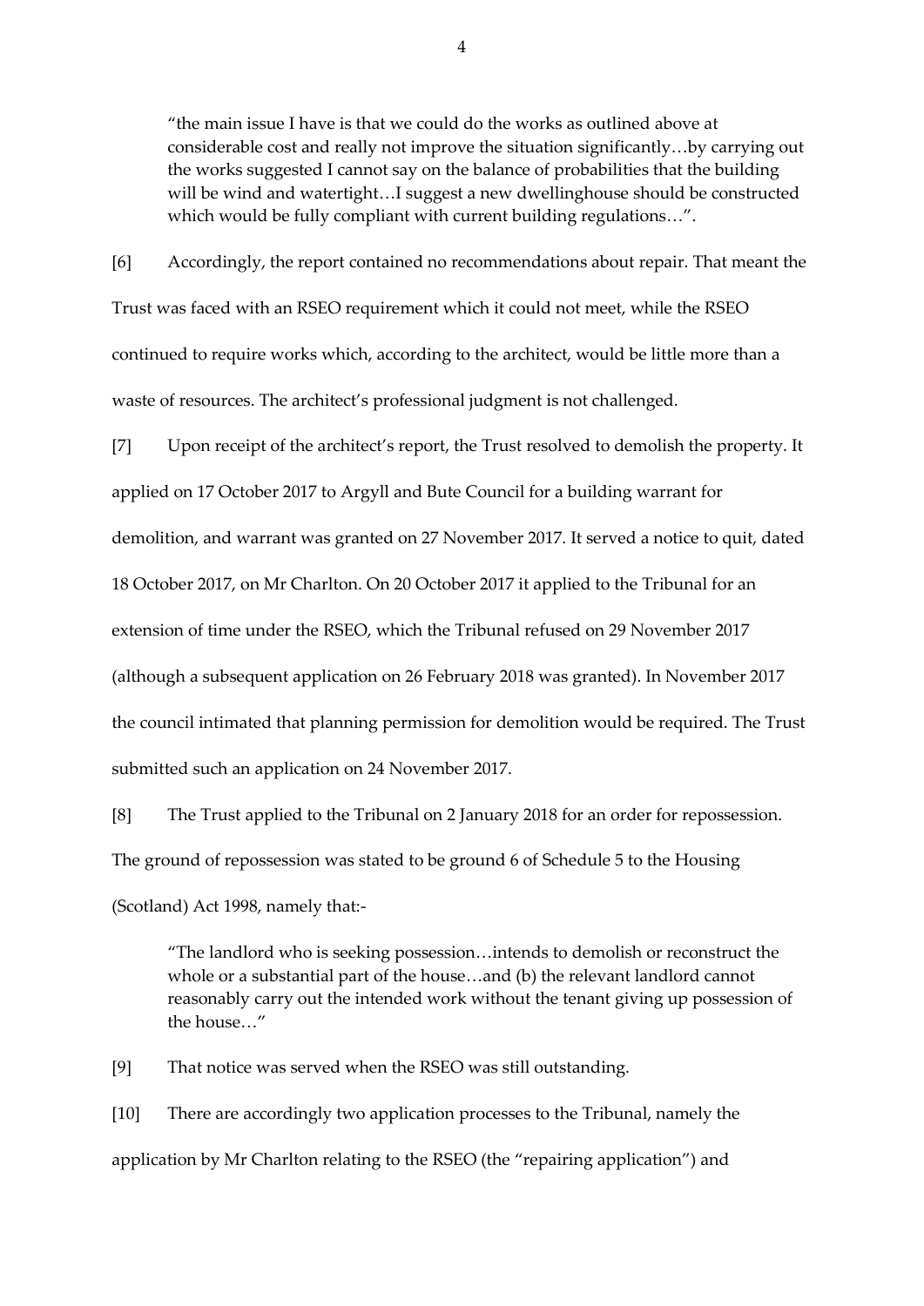> "the main issue I have is that we could do the works as outlined above at considerable cost and really not improve the situation significantly…by carrying out the works suggested I cannot say on the balance of probabilities that the building will be wind and watertight…I suggest a new dwellinghouse should be constructed which would be fully compliant with current building regulations…".

[6] Accordingly, the report contained no recommendations about repair. That meant the Trust was faced with an RSEO requirement which it could not meet, while the RSEO continued to require works which, according to the architect, would be little more than a waste of resources. The architect's professional judgment is not challenged.

[7] Upon receipt of the architect's report, the Trust resolved to demolish the property. It applied on 17 October 2017 to Argyll and Bute Council for a building warrant for demolition, and warrant was granted on 27 November 2017. It served a notice to quit, dated 18 October 2017, on Mr Charlton. On 20 October 2017 it applied to the Tribunal for an extension of time under the RSEO, which the Tribunal refused on 29 November 2017 (although a subsequent application on 26 February 2018 was granted). In November 2017 the council intimated that planning permission for demolition would be required. The Trust submitted such an application on 24 November 2017.

[8] The Trust applied to the Tribunal on 2 January 2018 for an order for repossession. The ground of repossession was stated to be ground 6 of Schedule 5 to the Housing (Scotland) Act 1998, namely that:-

> "The landlord who is seeking possession…intends to demolish or reconstruct the whole or a substantial part of the house…and (b) the relevant landlord cannot reasonably carry out the intended work without the tenant giving up possession of the house…"

[9] That notice was served when the RSEO was still outstanding.

[10] There are accordingly two application processes to the Tribunal, namely the application by Mr Charlton relating to the RSEO (the "repairing application") and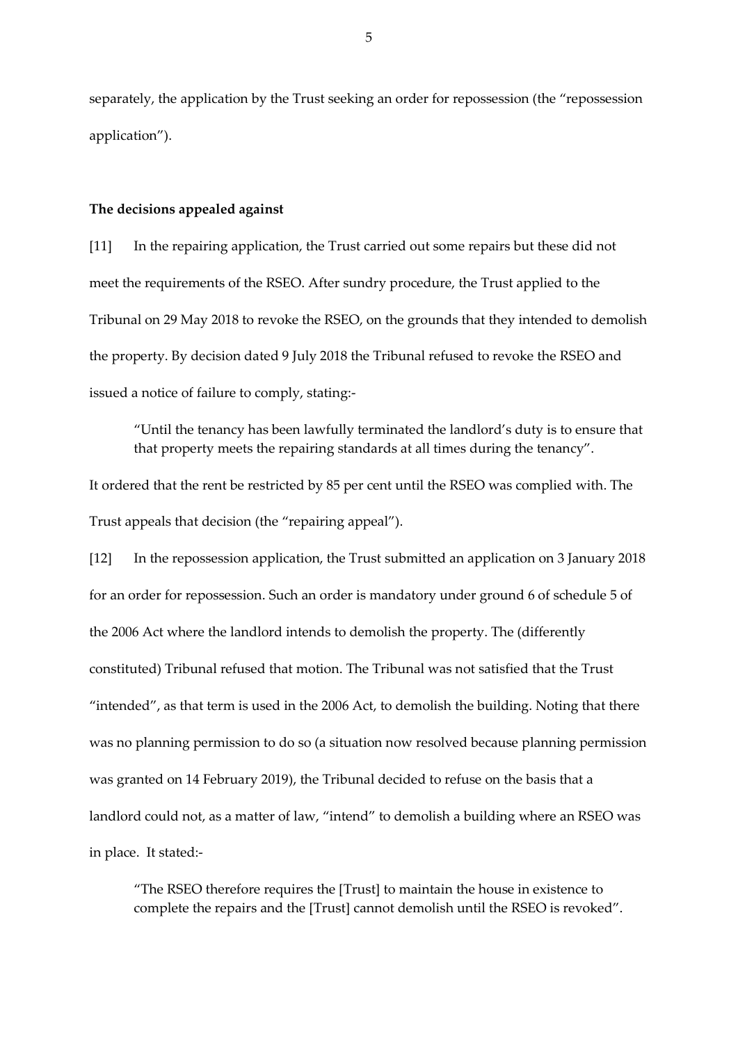separately, the application by the Trust seeking an order for repossession (the "repossession application").

**The decisions appealed against**

[11] In the repairing application, the Trust carried out some repairs but these did not meet the requirements of the RSEO. After sundry procedure, the Trust applied to the Tribunal on 29 May 2018 to revoke the RSEO, on the grounds that they intended to demolish the property. By decision dated 9 July 2018 the Tribunal refused to revoke the RSEO and issued a notice of failure to comply, stating:-

> "Until the tenancy has been lawfully terminated the landlord's duty is to ensure that that property meets the repairing standards at all times during the tenancy".

It ordered that the rent be restricted by 85 per cent until the RSEO was complied with. The Trust appeals that decision (the "repairing appeal").

[12] In the repossession application, the Trust submitted an application on 3 January 2018 for an order for repossession. Such an order is mandatory under ground 6 of schedule 5 of the 2006 Act where the landlord intends to demolish the property. The (differently constituted) Tribunal refused that motion. The Tribunal was not satisfied that the Trust "intended", as that term is used in the 2006 Act, to demolish the building. Noting that there was no planning permission to do so (a situation now resolved because planning permission was granted on 14 February 2019), the Tribunal decided to refuse on the basis that a landlord could not, as a matter of law, "intend" to demolish a building where an RSEO was in place. It stated:-

> "The RSEO therefore requires the [Trust] to maintain the house in existence to complete the repairs and the [Trust] cannot demolish until the RSEO is revoked".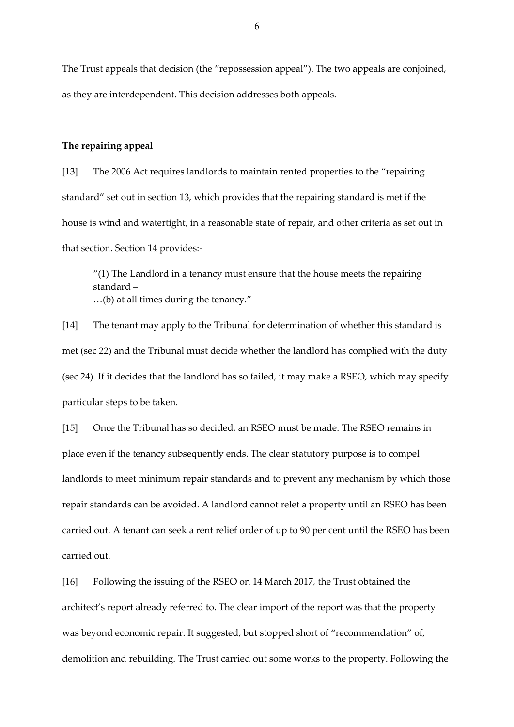The Trust appeals that decision (the "repossession appeal"). The two appeals are conjoined, as they are interdependent. This decision addresses both appeals.

**The repairing appeal**

[13] The 2006 Act requires landlords to maintain rented properties to the "repairing standard" set out in section 13, which provides that the repairing standard is met if the house is wind and watertight, in a reasonable state of repair, and other criteria as set out in that section. Section 14 provides:-

> "(1) The Landlord in a tenancy must ensure that the house meets the repairing standard –
> …(b) at all times during the tenancy."

[14] The tenant may apply to the Tribunal for determination of whether this standard is met (sec 22) and the Tribunal must decide whether the landlord has complied with the duty (sec 24). If it decides that the landlord has so failed, it may make a RSEO, which may specify particular steps to be taken.

[15] Once the Tribunal has so decided, an RSEO must be made. The RSEO remains in place even if the tenancy subsequently ends. The clear statutory purpose is to compel landlords to meet minimum repair standards and to prevent any mechanism by which those repair standards can be avoided. A landlord cannot relet a property until an RSEO has been carried out. A tenant can seek a rent relief order of up to 90 per cent until the RSEO has been carried out.

[16] Following the issuing of the RSEO on 14 March 2017, the Trust obtained the architect's report already referred to. The clear import of the report was that the property was beyond economic repair. It suggested, but stopped short of "recommendation" of, demolition and rebuilding. The Trust carried out some works to the property. Following the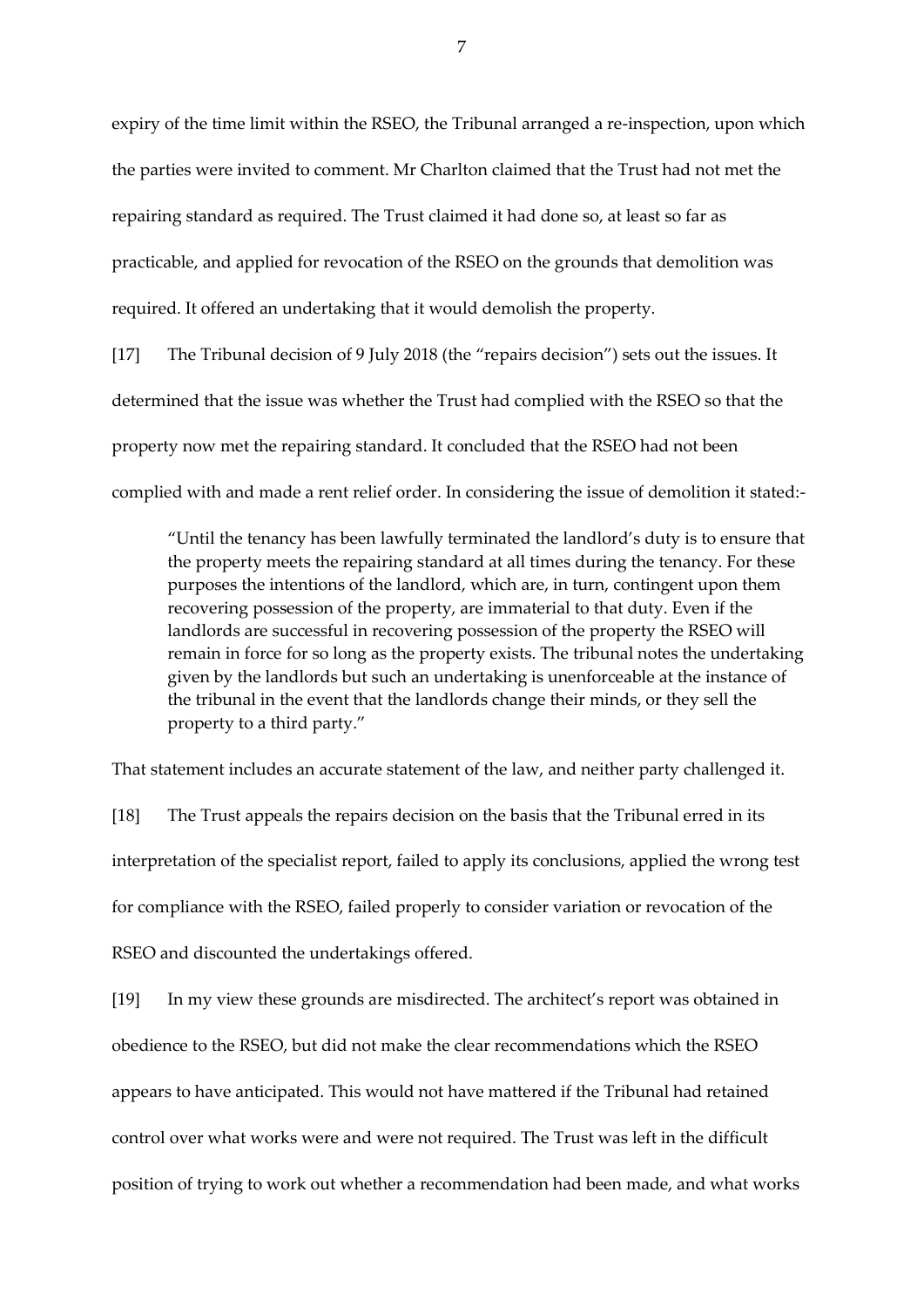expiry of the time limit within the RSEO, the Tribunal arranged a re-inspection, upon which the parties were invited to comment. Mr Charlton claimed that the Trust had not met the repairing standard as required. The Trust claimed it had done so, at least so far as practicable, and applied for revocation of the RSEO on the grounds that demolition was required. It offered an undertaking that it would demolish the property.

[17] The Tribunal decision of 9 July 2018 (the "repairs decision") sets out the issues. It determined that the issue was whether the Trust had complied with the RSEO so that the property now met the repairing standard. It concluded that the RSEO had not been complied with and made a rent relief order. In considering the issue of demolition it stated:-

> "Until the tenancy has been lawfully terminated the landlord's duty is to ensure that the property meets the repairing standard at all times during the tenancy. For these purposes the intentions of the landlord, which are, in turn, contingent upon them recovering possession of the property, are immaterial to that duty. Even if the landlords are successful in recovering possession of the property the RSEO will remain in force for so long as the property exists. The tribunal notes the undertaking given by the landlords but such an undertaking is unenforceable at the instance of the tribunal in the event that the landlords change their minds, or they sell the property to a third party."

That statement includes an accurate statement of the law, and neither party challenged it.

[18] The Trust appeals the repairs decision on the basis that the Tribunal erred in its interpretation of the specialist report, failed to apply its conclusions, applied the wrong test for compliance with the RSEO, failed properly to consider variation or revocation of the RSEO and discounted the undertakings offered.

[19] In my view these grounds are misdirected. The architect's report was obtained in obedience to the RSEO, but did not make the clear recommendations which the RSEO appears to have anticipated. This would not have mattered if the Tribunal had retained control over what works were and were not required. The Trust was left in the difficult position of trying to work out whether a recommendation had been made, and what works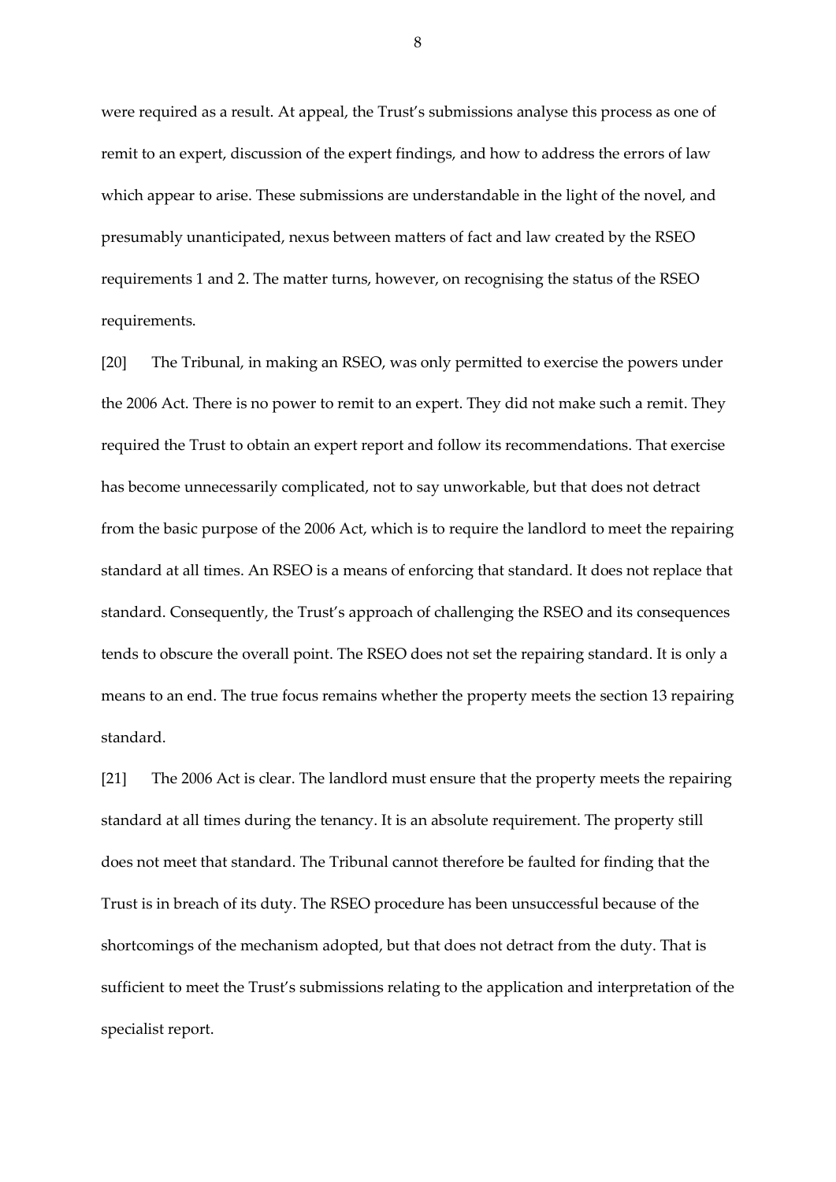were required as a result. At appeal, the Trust's submissions analyse this process as one of remit to an expert, discussion of the expert findings, and how to address the errors of law which appear to arise. These submissions are understandable in the light of the novel, and presumably unanticipated, nexus between matters of fact and law created by the RSEO requirements 1 and 2. The matter turns, however, on recognising the status of the RSEO requirements.

[20] The Tribunal, in making an RSEO, was only permitted to exercise the powers under the 2006 Act. There is no power to remit to an expert. They did not make such a remit. They required the Trust to obtain an expert report and follow its recommendations. That exercise has become unnecessarily complicated, not to say unworkable, but that does not detract from the basic purpose of the 2006 Act, which is to require the landlord to meet the repairing standard at all times. An RSEO is a means of enforcing that standard. It does not replace that standard. Consequently, the Trust's approach of challenging the RSEO and its consequences tends to obscure the overall point. The RSEO does not set the repairing standard. It is only a means to an end. The true focus remains whether the property meets the section 13 repairing standard.

[21] The 2006 Act is clear. The landlord must ensure that the property meets the repairing standard at all times during the tenancy. It is an absolute requirement. The property still does not meet that standard. The Tribunal cannot therefore be faulted for finding that the Trust is in breach of its duty. The RSEO procedure has been unsuccessful because of the shortcomings of the mechanism adopted, but that does not detract from the duty. That is sufficient to meet the Trust's submissions relating to the application and interpretation of the specialist report.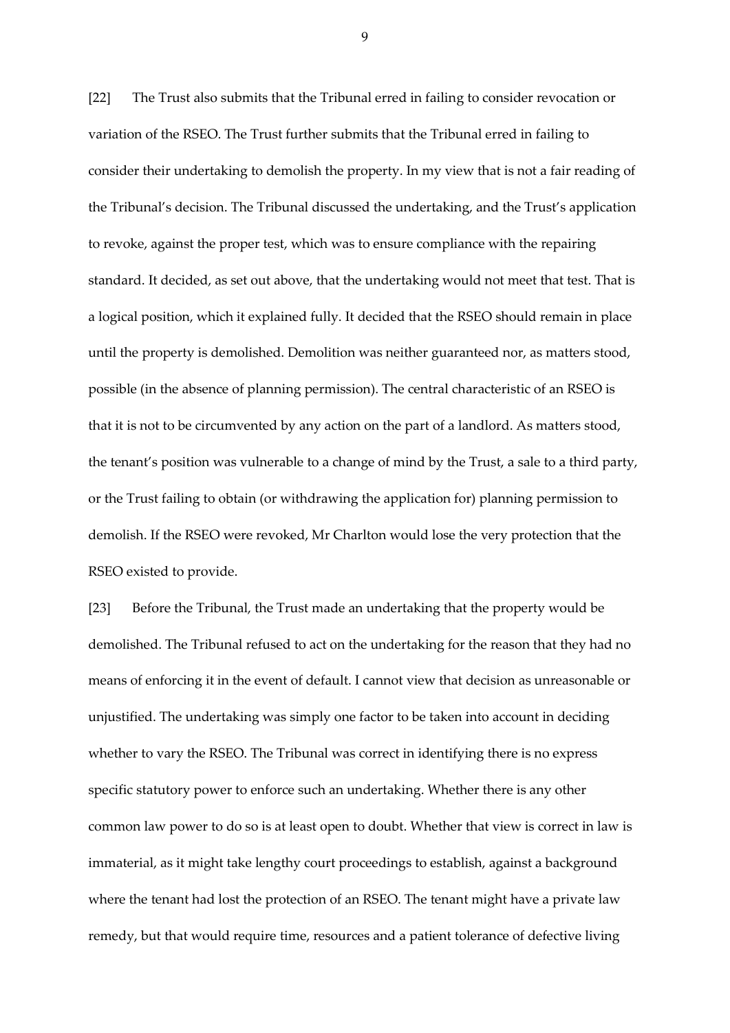[22] The Trust also submits that the Tribunal erred in failing to consider revocation or variation of the RSEO. The Trust further submits that the Tribunal erred in failing to consider their undertaking to demolish the property. In my view that is not a fair reading of the Tribunal's decision. The Tribunal discussed the undertaking, and the Trust's application to revoke, against the proper test, which was to ensure compliance with the repairing standard. It decided, as set out above, that the undertaking would not meet that test. That is a logical position, which it explained fully. It decided that the RSEO should remain in place until the property is demolished. Demolition was neither guaranteed nor, as matters stood, possible (in the absence of planning permission). The central characteristic of an RSEO is that it is not to be circumvented by any action on the part of a landlord. As matters stood, the tenant's position was vulnerable to a change of mind by the Trust, a sale to a third party, or the Trust failing to obtain (or withdrawing the application for) planning permission to demolish. If the RSEO were revoked, Mr Charlton would lose the very protection that the RSEO existed to provide.

[23] Before the Tribunal, the Trust made an undertaking that the property would be demolished. The Tribunal refused to act on the undertaking for the reason that they had no means of enforcing it in the event of default. I cannot view that decision as unreasonable or unjustified. The undertaking was simply one factor to be taken into account in deciding whether to vary the RSEO. The Tribunal was correct in identifying there is no express specific statutory power to enforce such an undertaking. Whether there is any other common law power to do so is at least open to doubt. Whether that view is correct in law is immaterial, as it might take lengthy court proceedings to establish, against a background where the tenant had lost the protection of an RSEO. The tenant might have a private law remedy, but that would require time, resources and a patient tolerance of defective living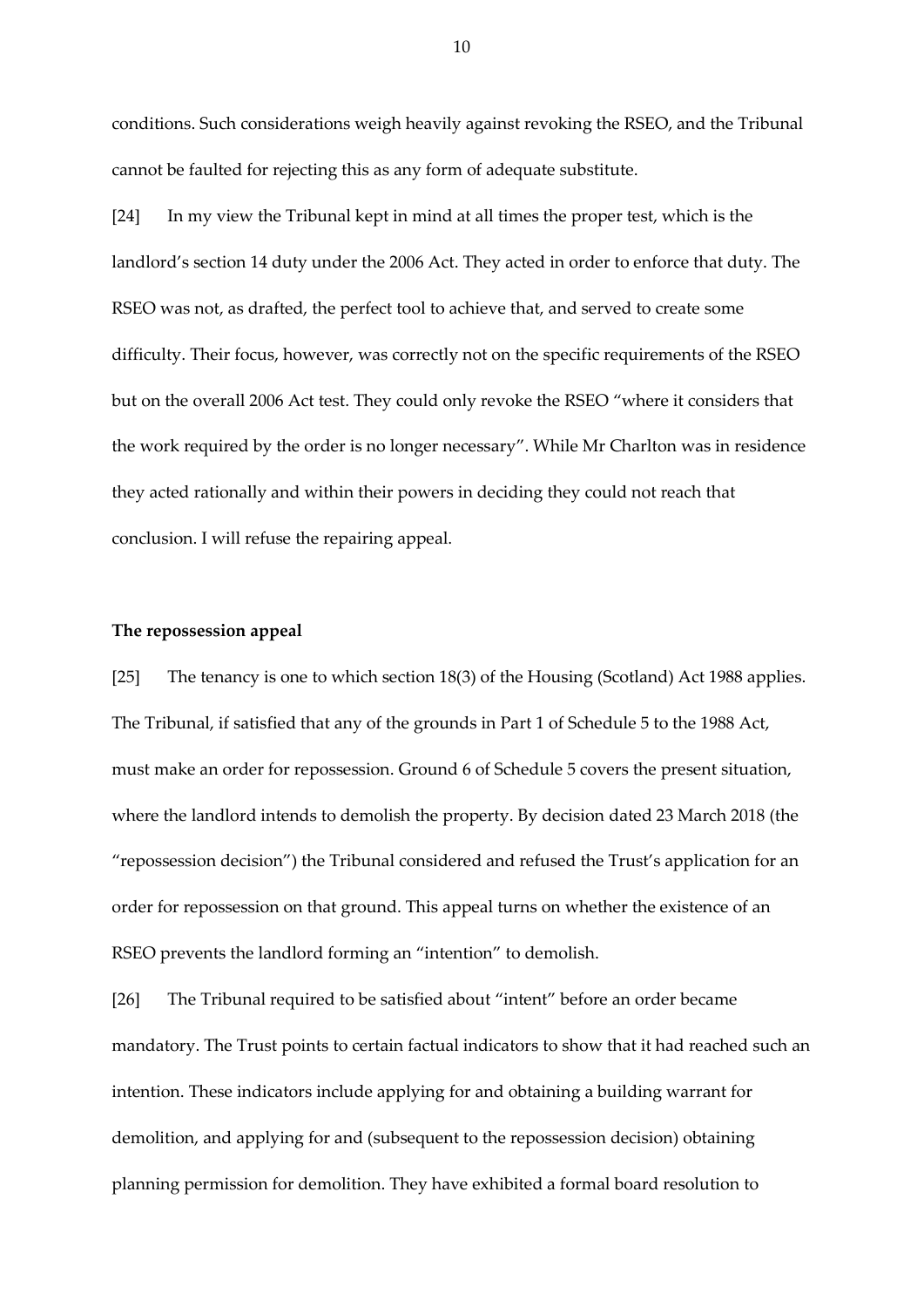conditions. Such considerations weigh heavily against revoking the RSEO, and the Tribunal cannot be faulted for rejecting this as any form of adequate substitute.

[24] In my view the Tribunal kept in mind at all times the proper test, which is the landlord's section 14 duty under the 2006 Act. They acted in order to enforce that duty. The RSEO was not, as drafted, the perfect tool to achieve that, and served to create some difficulty. Their focus, however, was correctly not on the specific requirements of the RSEO but on the overall 2006 Act test. They could only revoke the RSEO "where it considers that the work required by the order is no longer necessary". While Mr Charlton was in residence they acted rationally and within their powers in deciding they could not reach that conclusion. I will refuse the repairing appeal.

**The repossession appeal**

[25] The tenancy is one to which section 18(3) of the Housing (Scotland) Act 1988 applies. The Tribunal, if satisfied that any of the grounds in Part 1 of Schedule 5 to the 1988 Act, must make an order for repossession. Ground 6 of Schedule 5 covers the present situation, where the landlord intends to demolish the property. By decision dated 23 March 2018 (the "repossession decision") the Tribunal considered and refused the Trust's application for an order for repossession on that ground. This appeal turns on whether the existence of an RSEO prevents the landlord forming an "intention" to demolish.

[26] The Tribunal required to be satisfied about "intent" before an order became mandatory. The Trust points to certain factual indicators to show that it had reached such an intention. These indicators include applying for and obtaining a building warrant for demolition, and applying for and (subsequent to the repossession decision) obtaining planning permission for demolition. They have exhibited a formal board resolution to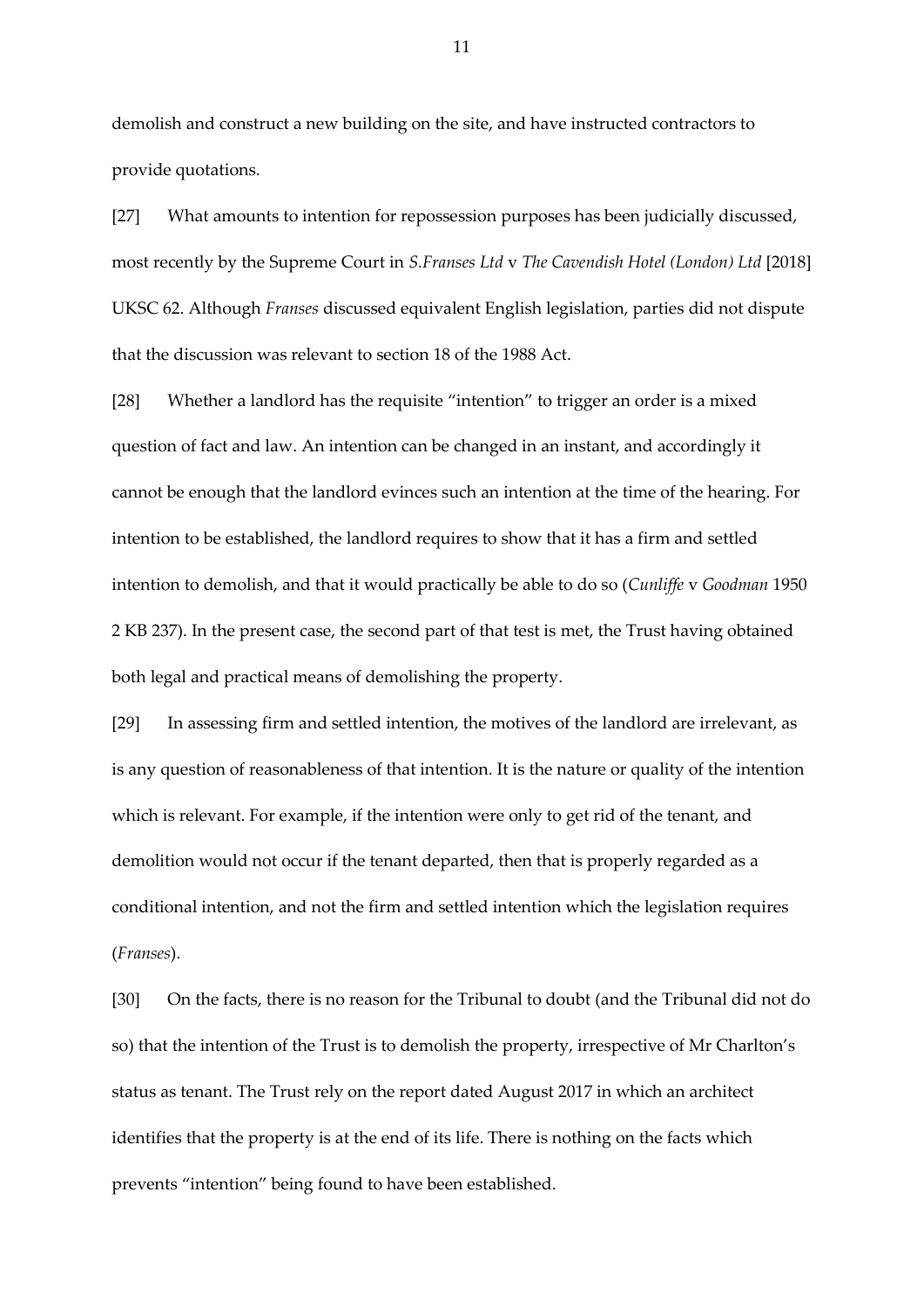demolish and construct a new building on the site, and have instructed contractors to provide quotations.

[27] What amounts to intention for repossession purposes has been judicially discussed, most recently by the Supreme Court in *S.Franses Ltd* v *The Cavendish Hotel (London) Ltd* [2018] UKSC 62. Although *Franses* discussed equivalent English legislation, parties did not dispute that the discussion was relevant to section 18 of the 1988 Act.

[28] Whether a landlord has the requisite "intention" to trigger an order is a mixed question of fact and law. An intention can be changed in an instant, and accordingly it cannot be enough that the landlord evinces such an intention at the time of the hearing. For intention to be established, the landlord requires to show that it has a firm and settled intention to demolish, and that it would practically be able to do so (*Cunliffe* v *Goodman* 1950 2 KB 237). In the present case, the second part of that test is met, the Trust having obtained both legal and practical means of demolishing the property.

[29] In assessing firm and settled intention, the motives of the landlord are irrelevant, as is any question of reasonableness of that intention. It is the nature or quality of the intention which is relevant. For example, if the intention were only to get rid of the tenant, and demolition would not occur if the tenant departed, then that is properly regarded as a conditional intention, and not the firm and settled intention which the legislation requires (*Franses*).

[30] On the facts, there is no reason for the Tribunal to doubt (and the Tribunal did not do so) that the intention of the Trust is to demolish the property, irrespective of Mr Charlton's status as tenant. The Trust rely on the report dated August 2017 in which an architect identifies that the property is at the end of its life. There is nothing on the facts which prevents "intention" being found to have been established.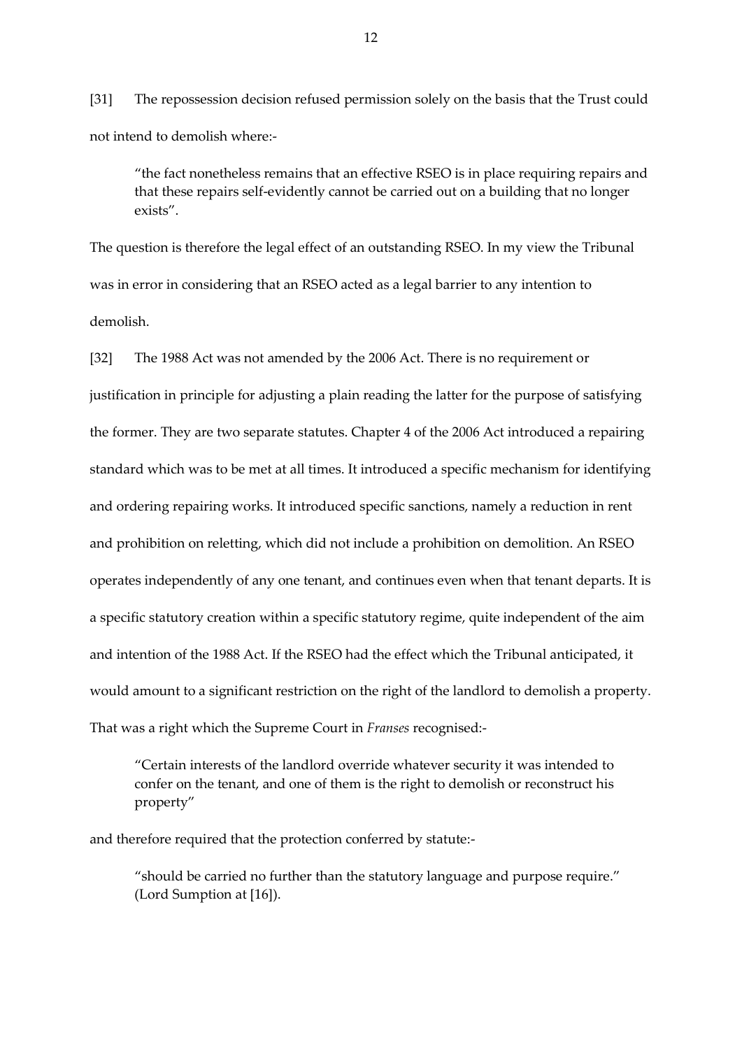[31] The repossession decision refused permission solely on the basis that the Trust could not intend to demolish where:-

> "the fact nonetheless remains that an effective RSEO is in place requiring repairs and that these repairs self-evidently cannot be carried out on a building that no longer exists".

The question is therefore the legal effect of an outstanding RSEO. In my view the Tribunal was in error in considering that an RSEO acted as a legal barrier to any intention to demolish.

[32] The 1988 Act was not amended by the 2006 Act. There is no requirement or justification in principle for adjusting a plain reading the latter for the purpose of satisfying the former. They are two separate statutes. Chapter 4 of the 2006 Act introduced a repairing standard which was to be met at all times. It introduced a specific mechanism for identifying and ordering repairing works. It introduced specific sanctions, namely a reduction in rent and prohibition on reletting, which did not include a prohibition on demolition. An RSEO operates independently of any one tenant, and continues even when that tenant departs. It is a specific statutory creation within a specific statutory regime, quite independent of the aim and intention of the 1988 Act. If the RSEO had the effect which the Tribunal anticipated, it would amount to a significant restriction on the right of the landlord to demolish a property. That was a right which the Supreme Court in *Franses* recognised:-

> "Certain interests of the landlord override whatever security it was intended to confer on the tenant, and one of them is the right to demolish or reconstruct his property"

and therefore required that the protection conferred by statute:-

> "should be carried no further than the statutory language and purpose require." (Lord Sumption at [16]).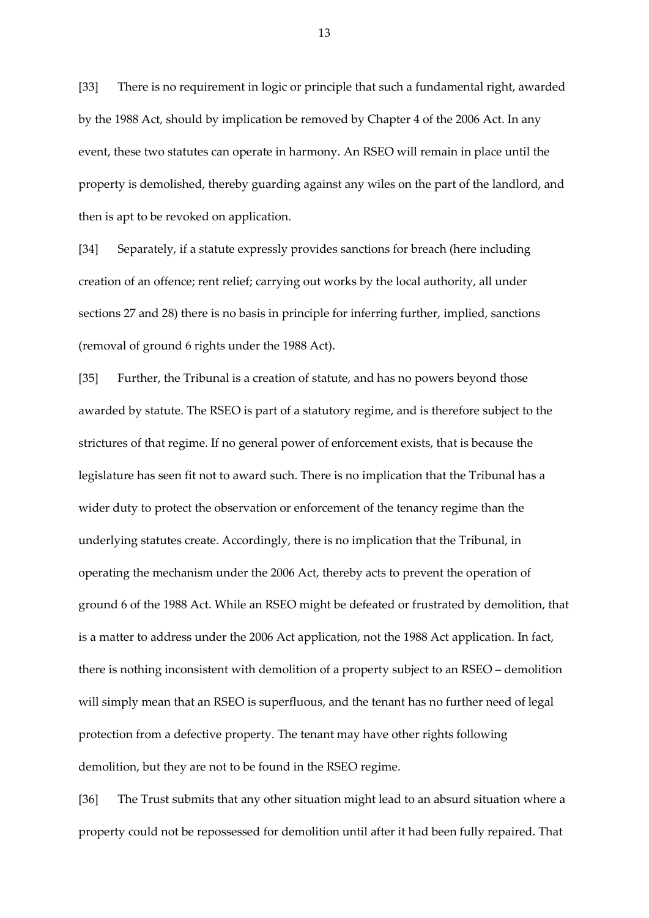[33] There is no requirement in logic or principle that such a fundamental right, awarded by the 1988 Act, should by implication be removed by Chapter 4 of the 2006 Act. In any event, these two statutes can operate in harmony. An RSEO will remain in place until the property is demolished, thereby guarding against any wiles on the part of the landlord, and then is apt to be revoked on application.

[34] Separately, if a statute expressly provides sanctions for breach (here including creation of an offence; rent relief; carrying out works by the local authority, all under sections 27 and 28) there is no basis in principle for inferring further, implied, sanctions (removal of ground 6 rights under the 1988 Act).

[35] Further, the Tribunal is a creation of statute, and has no powers beyond those awarded by statute. The RSEO is part of a statutory regime, and is therefore subject to the strictures of that regime. If no general power of enforcement exists, that is because the legislature has seen fit not to award such. There is no implication that the Tribunal has a wider duty to protect the observation or enforcement of the tenancy regime than the underlying statutes create. Accordingly, there is no implication that the Tribunal, in operating the mechanism under the 2006 Act, thereby acts to prevent the operation of ground 6 of the 1988 Act. While an RSEO might be defeated or frustrated by demolition, that is a matter to address under the 2006 Act application, not the 1988 Act application. In fact, there is nothing inconsistent with demolition of a property subject to an RSEO – demolition will simply mean that an RSEO is superfluous, and the tenant has no further need of legal protection from a defective property. The tenant may have other rights following demolition, but they are not to be found in the RSEO regime.

[36] The Trust submits that any other situation might lead to an absurd situation where a property could not be repossessed for demolition until after it had been fully repaired. That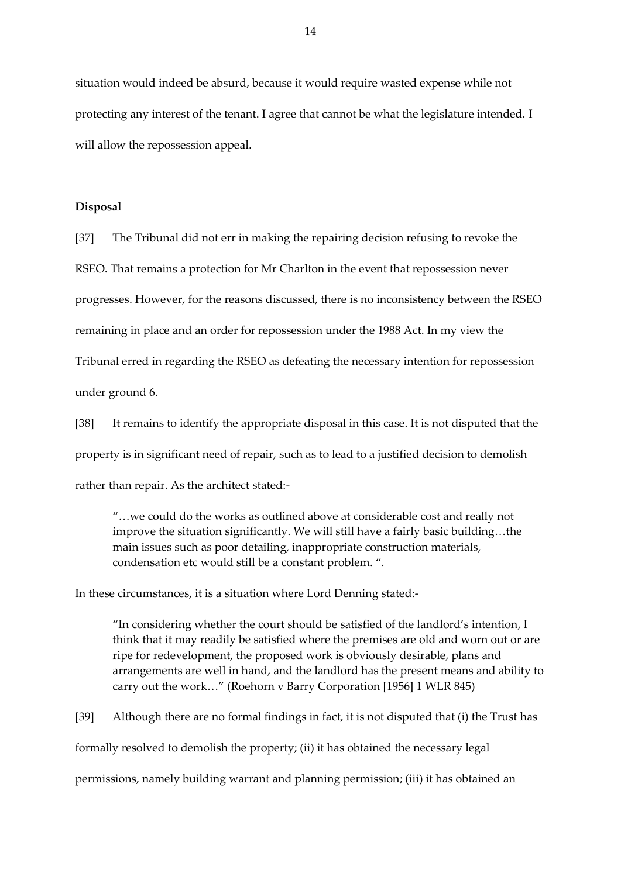situation would indeed be absurd, because it would require wasted expense while not protecting any interest of the tenant. I agree that cannot be what the legislature intended. I will allow the repossession appeal.

**Disposal**

[37] The Tribunal did not err in making the repairing decision refusing to revoke the RSEO. That remains a protection for Mr Charlton in the event that repossession never progresses. However, for the reasons discussed, there is no inconsistency between the RSEO remaining in place and an order for repossession under the 1988 Act. In my view the Tribunal erred in regarding the RSEO as defeating the necessary intention for repossession under ground 6.

[38] It remains to identify the appropriate disposal in this case. It is not disputed that the property is in significant need of repair, such as to lead to a justified decision to demolish rather than repair. As the architect stated:-

> "…we could do the works as outlined above at considerable cost and really not improve the situation significantly. We will still have a fairly basic building…the main issues such as poor detailing, inappropriate construction materials, condensation etc would still be a constant problem. ".

In these circumstances, it is a situation where Lord Denning stated:-

> "In considering whether the court should be satisfied of the landlord's intention, I think that it may readily be satisfied where the premises are old and worn out or are ripe for redevelopment, the proposed work is obviously desirable, plans and arrangements are well in hand, and the landlord has the present means and ability to carry out the work…" (Roehorn v Barry Corporation [1956] 1 WLR 845)

[39] Although there are no formal findings in fact, it is not disputed that (i) the Trust has formally resolved to demolish the property; (ii) it has obtained the necessary legal permissions, namely building warrant and planning permission; (iii) it has obtained an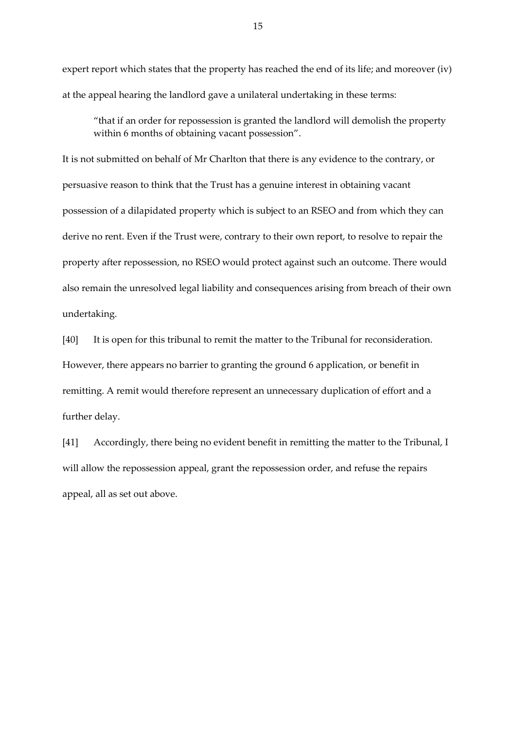expert report which states that the property has reached the end of its life; and moreover (iv) at the appeal hearing the landlord gave a unilateral undertaking in these terms:

> "that if an order for repossession is granted the landlord will demolish the property within 6 months of obtaining vacant possession".

It is not submitted on behalf of Mr Charlton that there is any evidence to the contrary, or persuasive reason to think that the Trust has a genuine interest in obtaining vacant possession of a dilapidated property which is subject to an RSEO and from which they can derive no rent. Even if the Trust were, contrary to their own report, to resolve to repair the property after repossession, no RSEO would protect against such an outcome. There would also remain the unresolved legal liability and consequences arising from breach of their own undertaking.

[40] It is open for this tribunal to remit the matter to the Tribunal for reconsideration. However, there appears no barrier to granting the ground 6 application, or benefit in remitting. A remit would therefore represent an unnecessary duplication of effort and a further delay.

[41] Accordingly, there being no evident benefit in remitting the matter to the Tribunal, I will allow the repossession appeal, grant the repossession order, and refuse the repairs appeal, all as set out above.